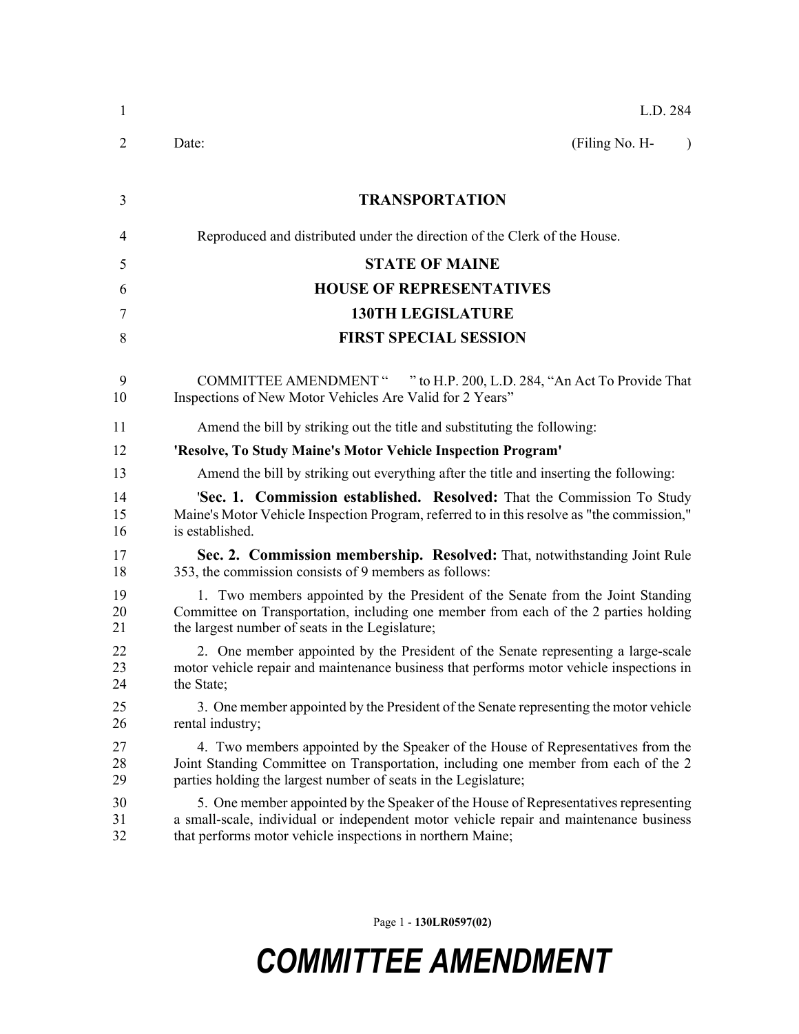L.D. 284

Date: (Filing No. H- )

# TRANSPORTATION

Reproduced and distributed under the direction of the Clerk of the House.

## STATE OF MAINE
## HOUSE OF REPRESENTATIVES
## 130TH LEGISLATURE
## FIRST SPECIAL SESSION

COMMITTEE AMENDMENT " " to H.P. 200, L.D. 284, "An Act To Provide That Inspections of New Motor Vehicles Are Valid for 2 Years"

Amend the bill by striking out the title and substituting the following:

**'Resolve, To Study Maine's Motor Vehicle Inspection Program'**

Amend the bill by striking out everything after the title and inserting the following:

'**Sec. 1. Commission established. Resolved:** That the Commission To Study Maine's Motor Vehicle Inspection Program, referred to in this resolve as "the commission," is established.

**Sec. 2. Commission membership. Resolved:** That, notwithstanding Joint Rule 353, the commission consists of 9 members as follows:

1. Two members appointed by the President of the Senate from the Joint Standing Committee on Transportation, including one member from each of the 2 parties holding the largest number of seats in the Legislature;

2. One member appointed by the President of the Senate representing a large-scale motor vehicle repair and maintenance business that performs motor vehicle inspections in the State;

3. One member appointed by the President of the Senate representing the motor vehicle rental industry;

4. Two members appointed by the Speaker of the House of Representatives from the Joint Standing Committee on Transportation, including one member from each of the 2 parties holding the largest number of seats in the Legislature;

5. One member appointed by the Speaker of the House of Representatives representing a small-scale, individual or independent motor vehicle repair and maintenance business that performs motor vehicle inspections in northern Maine;

Page 1 - **130LR0597(02)**

***COMMITTEE AMENDMENT***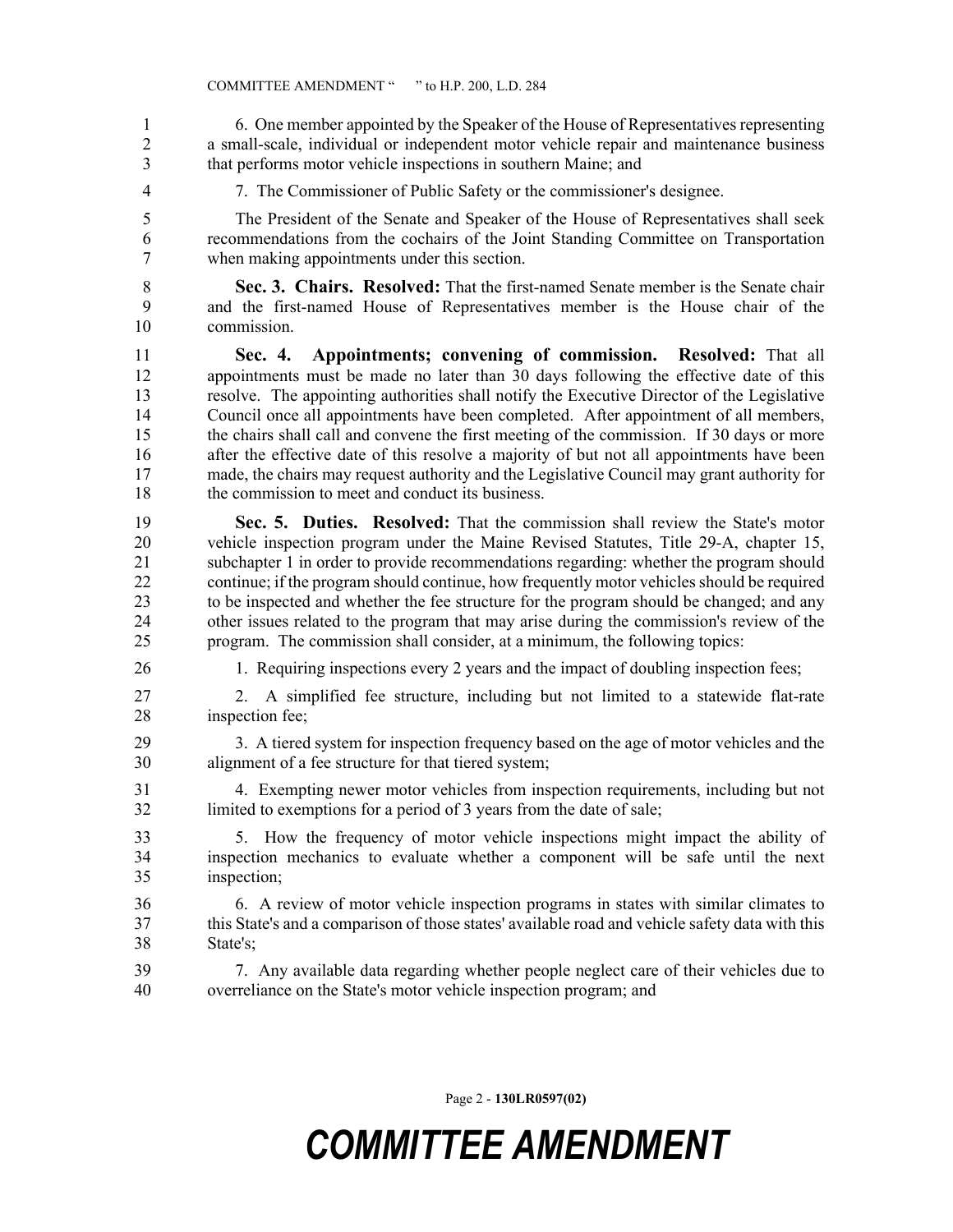6. One member appointed by the Speaker of the House of Representatives representing a small-scale, individual or independent motor vehicle repair and maintenance business that performs motor vehicle inspections in southern Maine; and

7. The Commissioner of Public Safety or the commissioner's designee.

The President of the Senate and Speaker of the House of Representatives shall seek recommendations from the cochairs of the Joint Standing Committee on Transportation when making appointments under this section.

**Sec. 3. Chairs. Resolved:** That the first-named Senate member is the Senate chair and the first-named House of Representatives member is the House chair of the commission.

**Sec. 4. Appointments; convening of commission. Resolved:** That all appointments must be made no later than 30 days following the effective date of this resolve. The appointing authorities shall notify the Executive Director of the Legislative Council once all appointments have been completed. After appointment of all members, the chairs shall call and convene the first meeting of the commission. If 30 days or more after the effective date of this resolve a majority of but not all appointments have been made, the chairs may request authority and the Legislative Council may grant authority for the commission to meet and conduct its business.

**Sec. 5. Duties. Resolved:** That the commission shall review the State's motor vehicle inspection program under the Maine Revised Statutes, Title 29-A, chapter 15, subchapter 1 in order to provide recommendations regarding: whether the program should continue; if the program should continue, how frequently motor vehicles should be required to be inspected and whether the fee structure for the program should be changed; and any other issues related to the program that may arise during the commission's review of the program. The commission shall consider, at a minimum, the following topics:

1. Requiring inspections every 2 years and the impact of doubling inspection fees;

2. A simplified fee structure, including but not limited to a statewide flat-rate inspection fee;

3. A tiered system for inspection frequency based on the age of motor vehicles and the alignment of a fee structure for that tiered system;

4. Exempting newer motor vehicles from inspection requirements, including but not limited to exemptions for a period of 3 years from the date of sale;

5. How the frequency of motor vehicle inspections might impact the ability of inspection mechanics to evaluate whether a component will be safe until the next inspection;

6. A review of motor vehicle inspection programs in states with similar climates to this State's and a comparison of those states' available road and vehicle safety data with this State's;

7. Any available data regarding whether people neglect care of their vehicles due to overreliance on the State's motor vehicle inspection program; and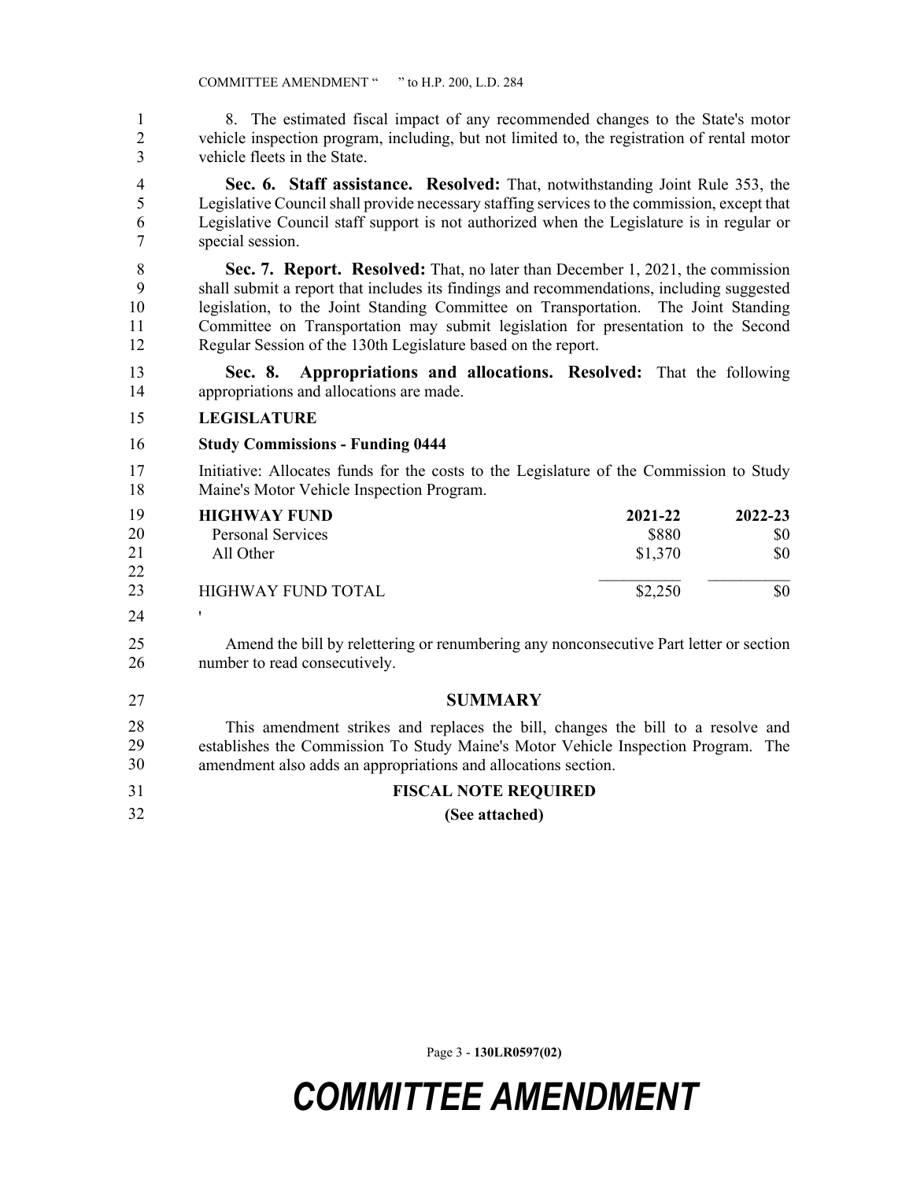8. The estimated fiscal impact of any recommended changes to the State's motor vehicle inspection program, including, but not limited to, the registration of rental motor vehicle fleets in the State.

**Sec. 6. Staff assistance. Resolved:** That, notwithstanding Joint Rule 353, the Legislative Council shall provide necessary staffing services to the commission, except that Legislative Council staff support is not authorized when the Legislature is in regular or special session.

**Sec. 7. Report. Resolved:** That, no later than December 1, 2021, the commission shall submit a report that includes its findings and recommendations, including suggested legislation, to the Joint Standing Committee on Transportation. The Joint Standing Committee on Transportation may submit legislation for presentation to the Second Regular Session of the 130th Legislature based on the report.

**Sec. 8. Appropriations and allocations. Resolved:** That the following appropriations and allocations are made.

**LEGISLATURE**

**Study Commissions - Funding 0444**

Initiative: Allocates funds for the costs to the Legislature of the Commission to Study Maine's Motor Vehicle Inspection Program.

| **HIGHWAY FUND** | **2021-22** | **2022-23** |
|---|---|---|
| Personal Services | $880 | $0 |
| All Other | $1,370 | $0 |
| HIGHWAY FUND TOTAL | $2,250 | $0 |

'

Amend the bill by relettering or renumbering any nonconsecutive Part letter or section number to read consecutively.

## SUMMARY

This amendment strikes and replaces the bill, changes the bill to a resolve and establishes the Commission To Study Maine's Motor Vehicle Inspection Program. The amendment also adds an appropriations and allocations section.

**FISCAL NOTE REQUIRED**

**(See attached)**